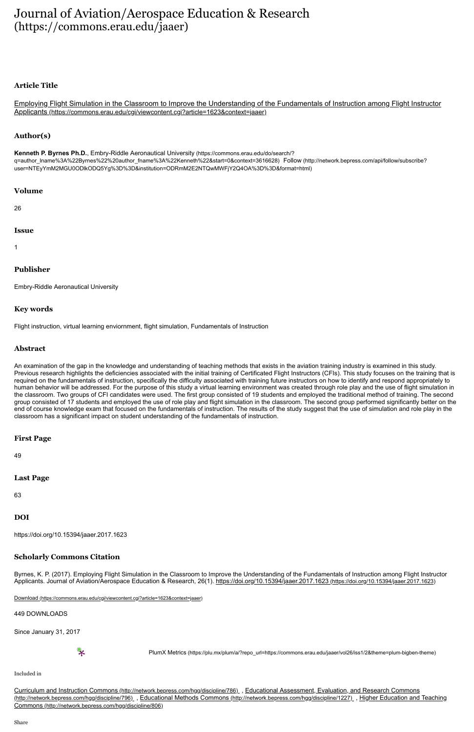# Journal of Aviation/Aerospace Education & Research (https://commons.erau.edu/jaaer)

### Article Title

[Employing Flight Simulation in the Classroom to Improve the Understanding of the Fundamentals of Instruction among Flight Instructor Applicants](https://commons.erau.edu/cgi/viewcontent.cgi?article=1623&context=jaaer) (https://commons.erau.edu/cgi/viewcontent.cgi?article=1623&context=jaaer)

### Author(s)

**Kenneth P. Byrnes Ph.D.**, Embry-Riddle Aeronautical University (https://commons.erau.edu/do/search/?q=author_lname%3A%22Byrnes%22%20author_fname%3A%22Kenneth%22&start=0&context=3616628) Follow (http://network.bepress.com/api/follow/subscribe?user=NTEyYmM2MGU0ODlkODQ5Yg%3D%3D&institution=ODRmM2E2NTQwMWFjY2Q4OA%3D%3D&format=html)

### Volume

26

### Issue

1

### Publisher

Embry-Riddle Aeronautical University

### Key words

Flight instruction, virtual learning enviornment, flight simulation, Fundamentals of Instruction

### Abstract

An examination of the gap in the knowledge and understanding of teaching methods that exists in the aviation training industry is examined in this study. Previous research highlights the deficiencies associated with the initial training of Certificated Flight Instructors (CFIs). This study focuses on the training that is required on the fundamentals of instruction, specifically the difficulty associated with training future instructors on how to identify and respond appropriately to human behavior will be addressed. For the purpose of this study a virtual learning environment was created through role play and the use of flight simulation in the classroom. Two groups of CFI candidates were used. The first group consisted of 19 students and employed the traditional method of training. The second group consisted of 17 students and employed the use of role play and flight simulation in the classroom. The second group performed significantly better on the end of course knowledge exam that focused on the fundamentals of instruction. The results of the study suggest that the use of simulation and role play in the classroom has a significant impact on student understanding of the fundamentals of instruction.

### First Page

49

### Last Page

63

### DOI

https://doi.org/10.15394/jaaer.2017.1623

### Scholarly Commons Citation

Byrnes, K. P. (2017). Employing Flight Simulation in the Classroom to Improve the Understanding of the Fundamentals of Instruction among Flight Instructor Applicants. Journal of Aviation/Aerospace Education & Research, 26(1). [https://doi.org/10.15394/jaaer.2017.1623](https://doi.org/10.15394/jaaer.2017.1623) (https://doi.org/10.15394/jaaer.2017.1623)

[Download](https://commons.erau.edu/cgi/viewcontent.cgi?article=1623&context=jaaer) (https://commons.erau.edu/cgi/viewcontent.cgi?article=1623&context=jaaer)

449 DOWNLOADS

Since January 31, 2017

PlumX Metrics (https://plu.mx/plum/a/?repo_url=https://commons.erau.edu/jaaer/vol26/iss1/2&theme=plum-bigben-theme)

Included in

[Curriculum and Instruction Commons](http://network.bepress.com/hgg/discipline/786) (http://network.bepress.com/hgg/discipline/786), [Educational Assessment, Evaluation, and Research Commons](http://network.bepress.com/hgg/discipline/796) (http://network.bepress.com/hgg/discipline/796), [Educational Methods Commons](http://network.bepress.com/hgg/discipline/1227) (http://network.bepress.com/hgg/discipline/1227), [Higher Education and Teaching Commons](http://network.bepress.com/hgg/discipline/806) (http://network.bepress.com/hgg/discipline/806)

Share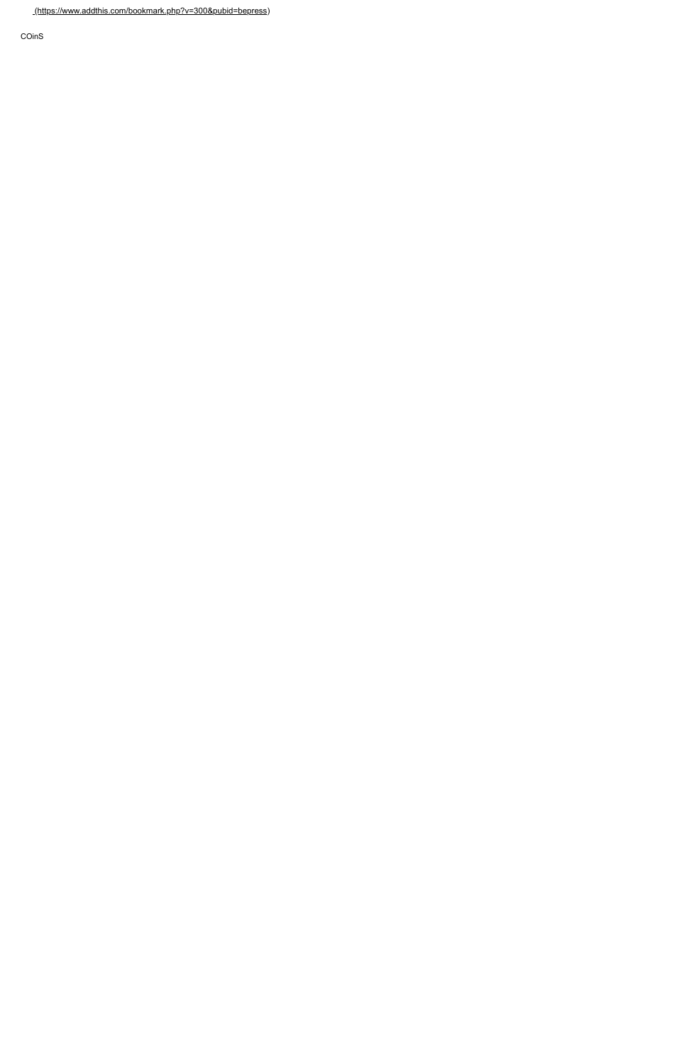(https://www.addthis.com/bookmark.php?v=300&pubid=bepress)

COinS